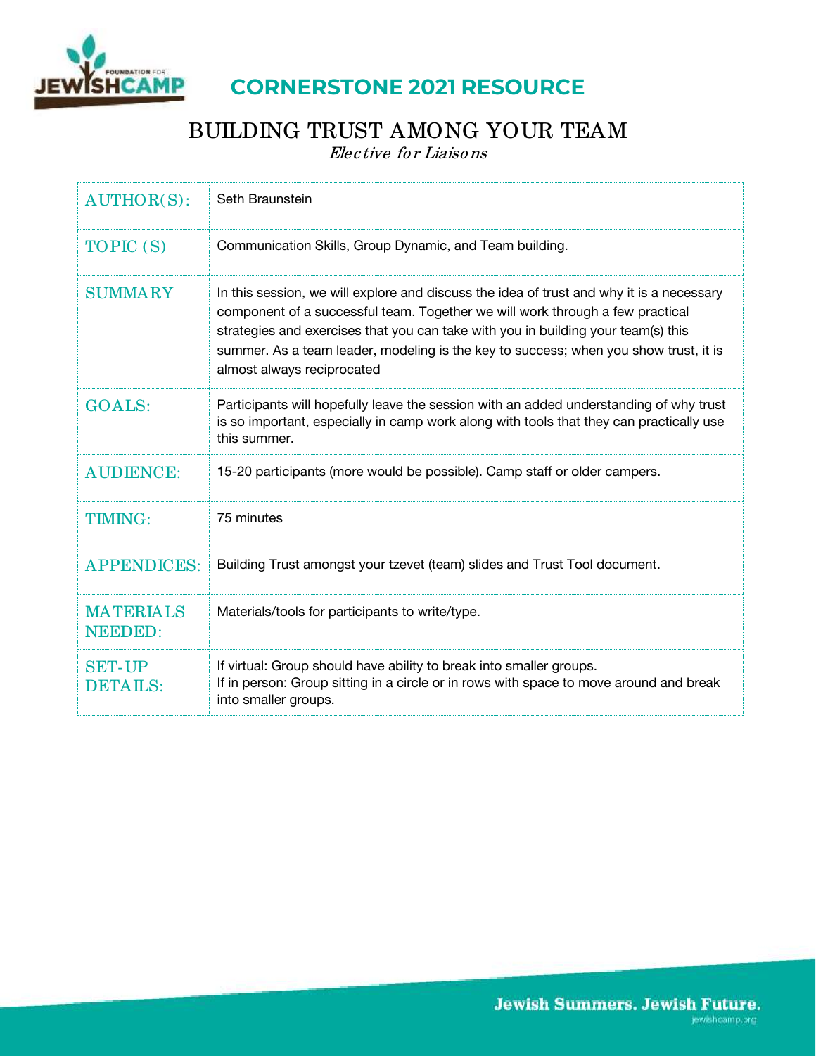# CORNERSTONE 2021 RESOURCE

## BUILDING TRUST AMONG YOUR TEAM

*Elective for Liaisons*

| | |
|---|---|
| AUTHOR(S): | Seth Braunstein |
| TOPIC (S) | Communication Skills, Group Dynamic, and Team building. |
| SUMMARY | In this session, we will explore and discuss the idea of trust and why it is a necessary component of a successful team. Together we will work through a few practical strategies and exercises that you can take with you in building your team(s) this summer. As a team leader, modeling is the key to success; when you show trust, it is almost always reciprocated |
| GOALS: | Participants will hopefully leave the session with an added understanding of why trust is so important, especially in camp work along with tools that they can practically use this summer. |
| AUDIENCE: | 15-20 participants (more would be possible). Camp staff or older campers. |
| TIMING: | 75 minutes |
| APPENDICES: | Building Trust amongst your tzevet (team) slides and Trust Tool document. |
| MATERIALS NEEDED: | Materials/tools for participants to write/type. |
| SET-UP DETAILS: | If virtual: Group should have ability to break into smaller groups.<br>If in person: Group sitting in a circle or in rows with space to move around and break into smaller groups. |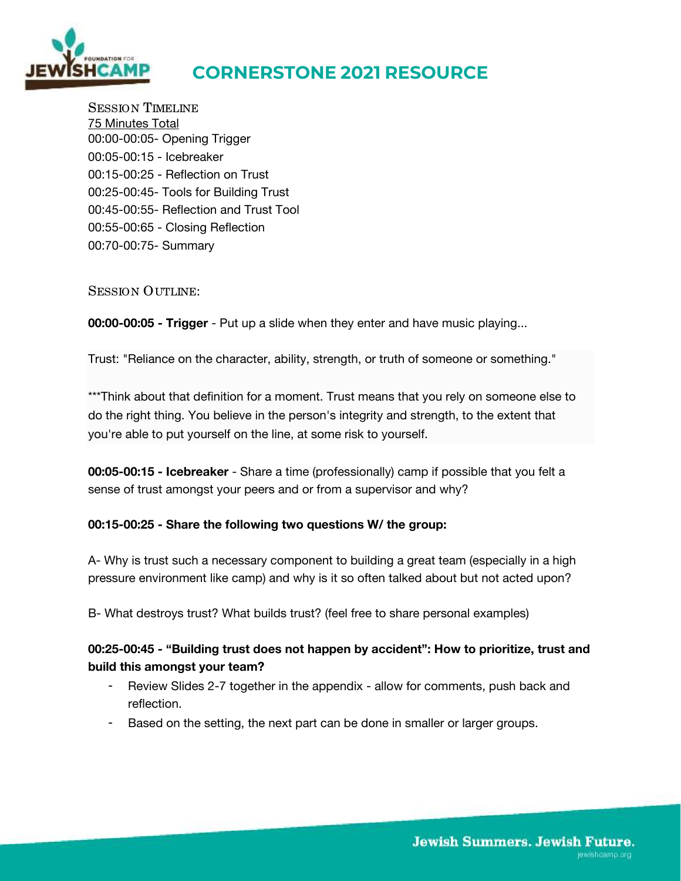# CORNERSTONE 2021 RESOURCE

SESSION TIMELINE

75 Minutes Total

00:00-00:05- Opening Trigger

00:05-00:15 - Icebreaker

00:15-00:25 - Reflection on Trust

00:25-00:45- Tools for Building Trust

00:45-00:55- Reflection and Trust Tool

00:55-00:65 - Closing Reflection

00:70-00:75- Summary

SESSION OUTLINE:

**00:00-00:05 - Trigger** - Put up a slide when they enter and have music playing...

Trust: "Reliance on the character, ability, strength, or truth of someone or something."

***Think about that definition for a moment. Trust means that you rely on someone else to do the right thing. You believe in the person's integrity and strength, to the extent that you're able to put yourself on the line, at some risk to yourself.

**00:05-00:15 - Icebreaker** - Share a time (professionally) camp if possible that you felt a sense of trust amongst your peers and or from a supervisor and why?

**00:15-00:25 - Share the following two questions W/ the group:**

A- Why is trust such a necessary component to building a great team (especially in a high pressure environment like camp) and why is it so often talked about but not acted upon?

B- What destroys trust? What builds trust? (feel free to share personal examples)

**00:25-00:45 - "Building trust does not happen by accident": How to prioritize, trust and build this amongst your team?**

- Review Slides 2-7 together in the appendix - allow for comments, push back and reflection.
- Based on the setting, the next part can be done in smaller or larger groups.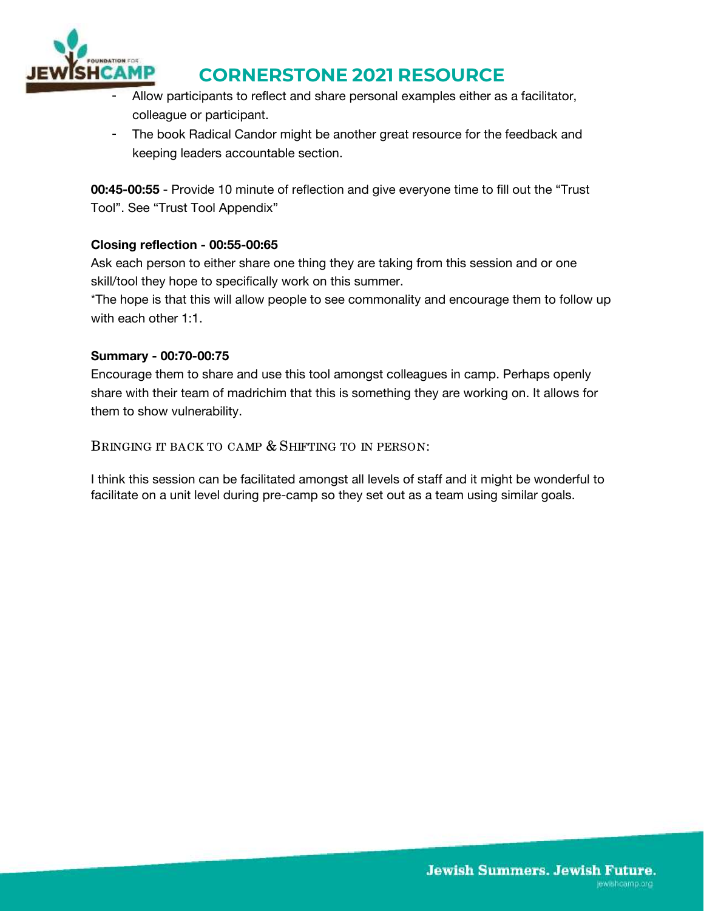- Allow participants to reflect and share personal examples either as a facilitator, colleague or participant.
- The book Radical Candor might be another great resource for the feedback and keeping leaders accountable section.

**00:45-00:55** - Provide 10 minute of reflection and give everyone time to fill out the "Trust Tool". See "Trust Tool Appendix"

**Closing reflection - 00:55-00:65**

Ask each person to either share one thing they are taking from this session and or one skill/tool they hope to specifically work on this summer.

*The hope is that this will allow people to see commonality and encourage them to follow up with each other 1:1.

**Summary - 00:70-00:75**

Encourage them to share and use this tool amongst colleagues in camp. Perhaps openly share with their team of madrichim that this is something they are working on. It allows for them to show vulnerability.

### Bringing it back to camp & Shifting to in person:

I think this session can be facilitated amongst all levels of staff and it might be wonderful to facilitate on a unit level during pre-camp so they set out as a team using similar goals.